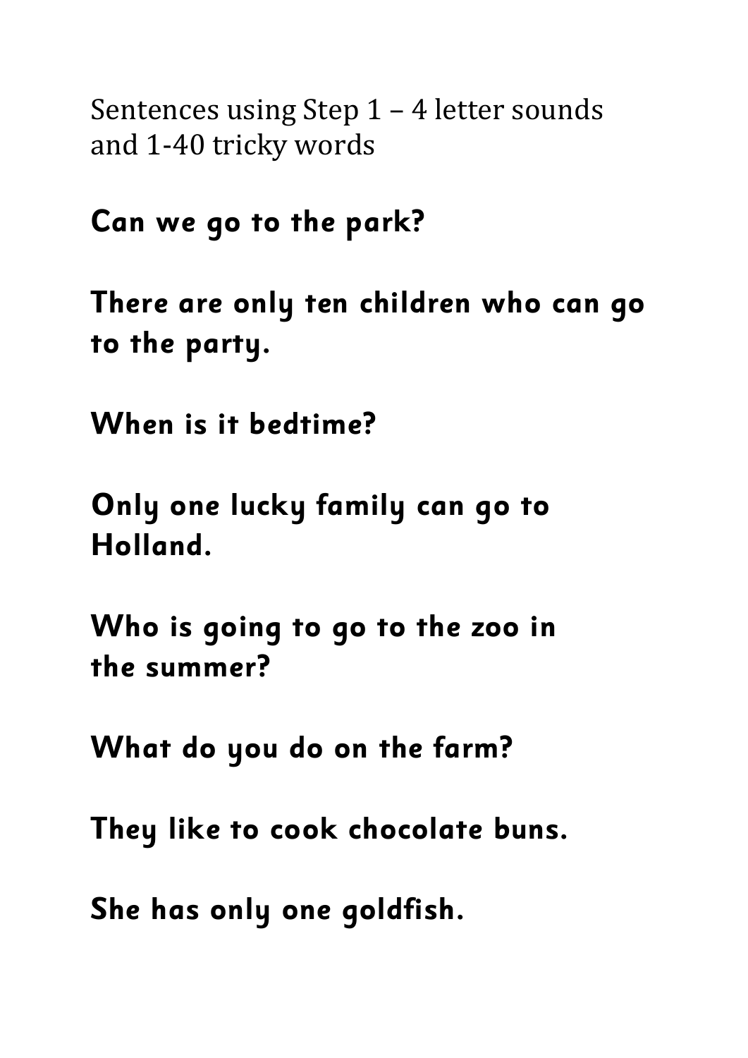Sentences using Step 1 – 4 letter sounds and 1-40 tricky words

**Can we go to the park?**

**There are only ten children who can go to the party.**

**When is it bedtime?**

**Only one lucky family can go to Holland.**

**Who is going to go to the zoo in the summer?**

**What do you do on the farm?**

**They like to cook chocolate buns.**

**She has only one goldfish.**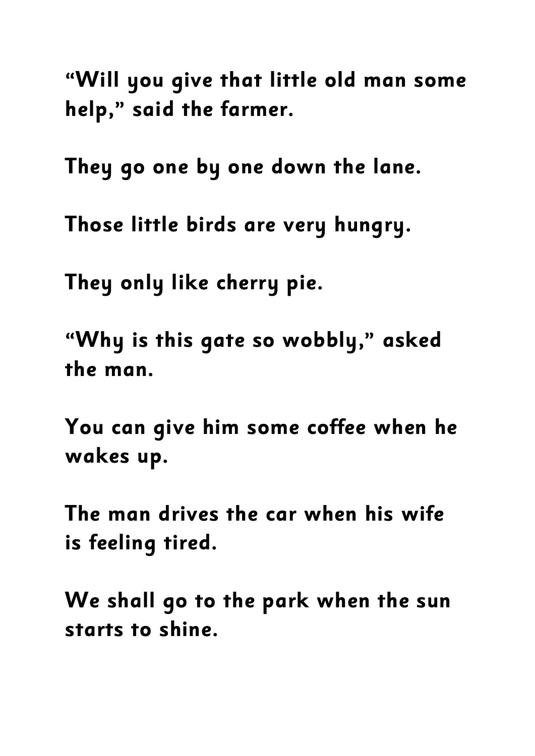"Will you give that little old man some help," said the farmer.

They go one by one down the lane.

Those little birds are very hungry.

They only like cherry pie.

"Why is this gate so wobbly," asked the man.

You can give him some coffee when he wakes up.

The man drives the car when his wife is feeling tired.

We shall go to the park when the sun starts to shine.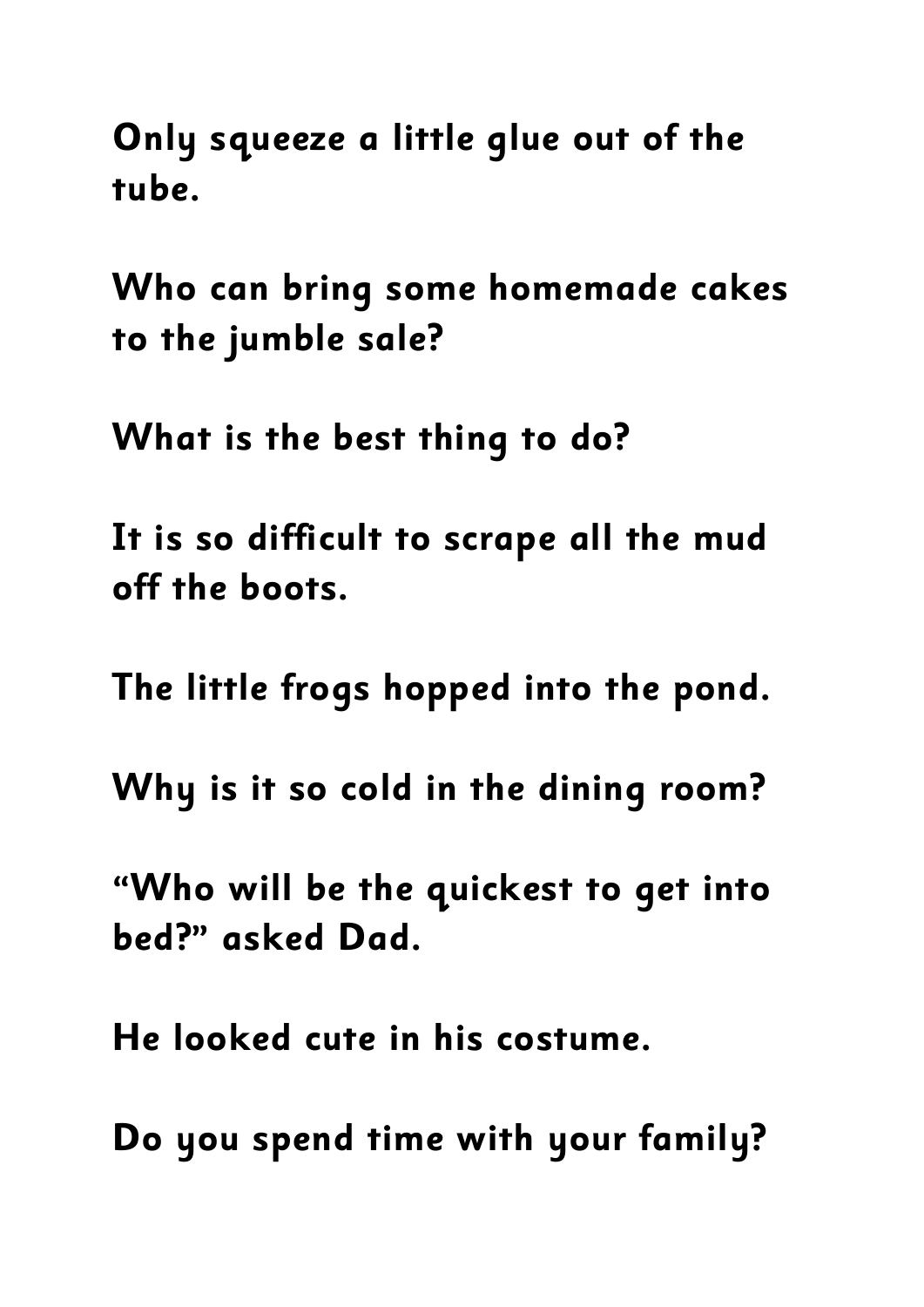**Only squeeze a little glue out of the tube.**

**Who can bring some homemade cakes to the jumble sale?**

**What is the best thing to do?**

**It is so difficult to scrape all the mud off the boots.**

**The little frogs hopped into the pond.**

**Why is it so cold in the dining room?**

**"Who will be the quickest to get into bed?" asked Dad.**

**He looked cute in his costume.**

**Do you spend time with your family?**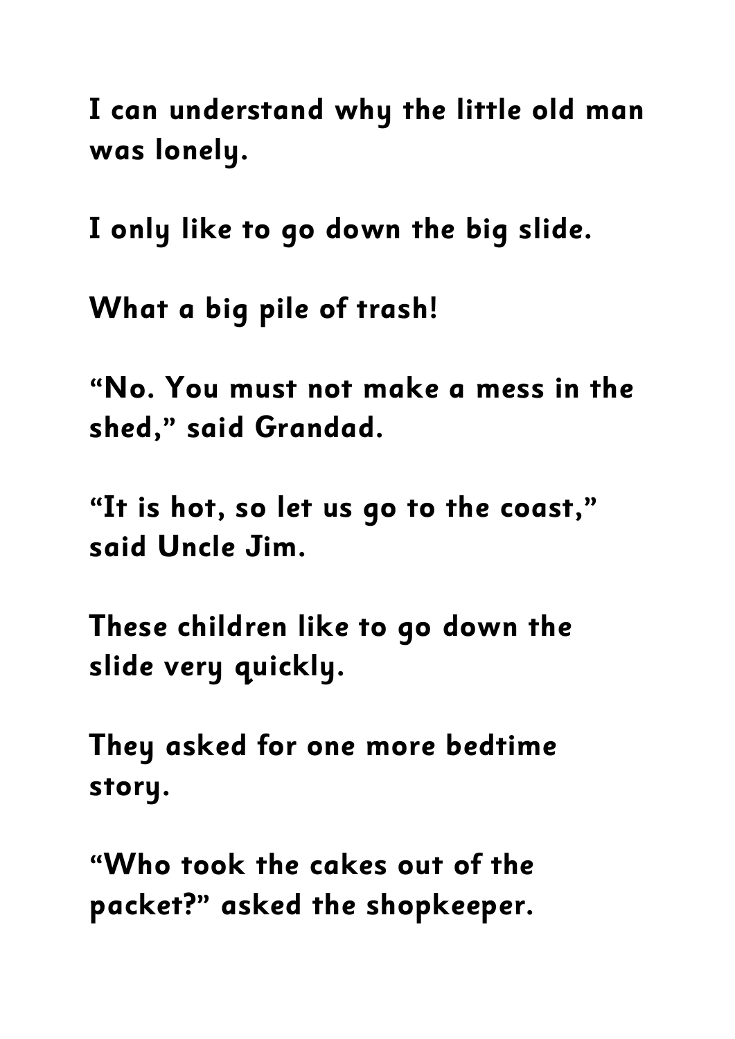**I can understand why the little old man was lonely.**

**I only like to go down the big slide.**

**What a big pile of trash!**

**“No. You must not make a mess in the shed,” said Grandad.**

**“It is hot, so let us go to the coast,” said Uncle Jim.**

**These children like to go down the slide very quickly.**

**They asked for one more bedtime story.**

**“Who took the cakes out of the packet?” asked the shopkeeper.**